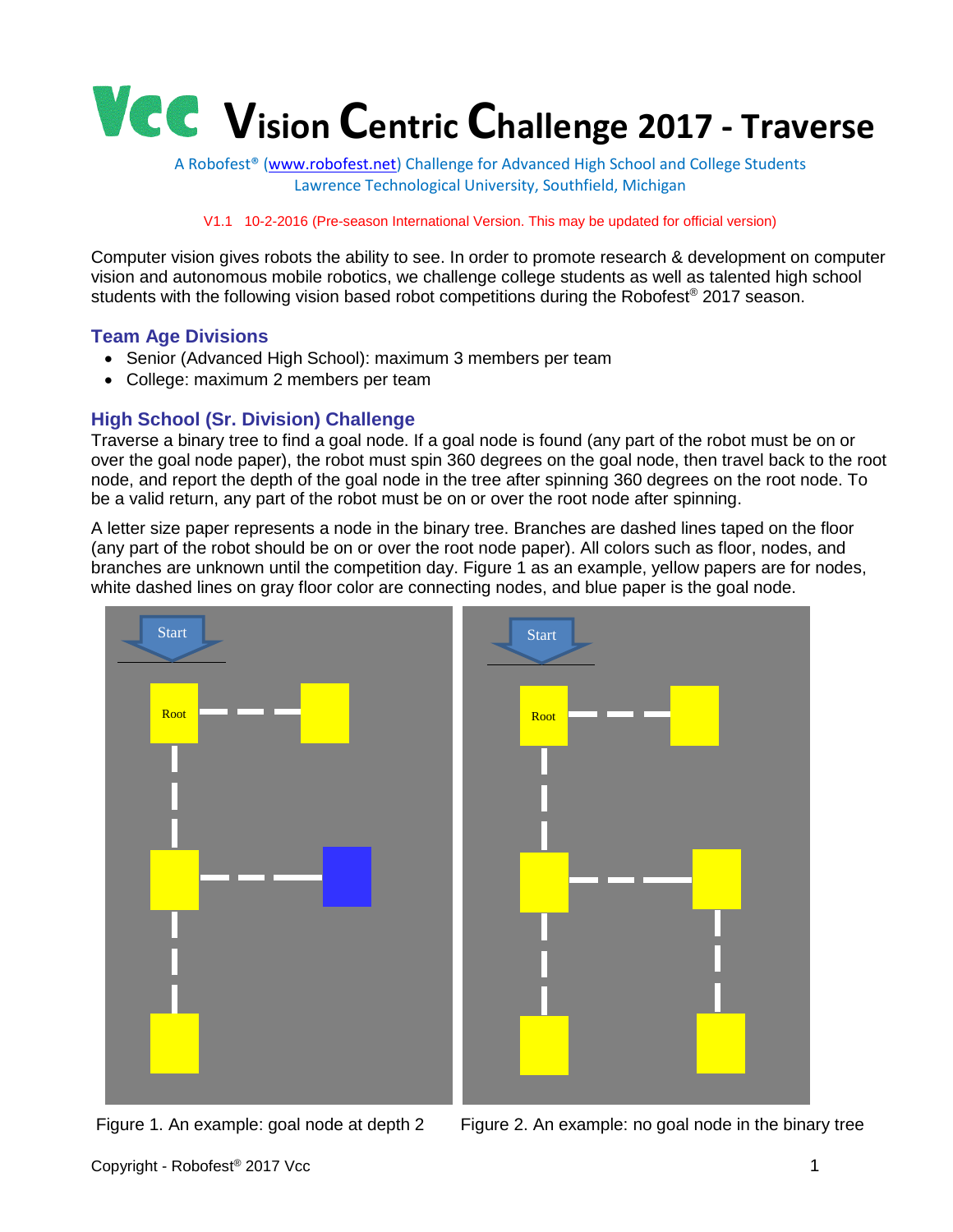# Vcc Vision Centric Challenge 2017 - Traverse

A Robofest® (www.robofest.net) Challenge for Advanced High School and College Students
Lawrence Technological University, Southfield, Michigan

V1.1 10-2-2016 (Pre-season International Version. This may be updated for official version)

Computer vision gives robots the ability to see. In order to promote research & development on computer vision and autonomous mobile robotics, we challenge college students as well as talented high school students with the following vision based robot competitions during the Robofest® 2017 season.

## Team Age Divisions

- Senior (Advanced High School): maximum 3 members per team
- College: maximum 2 members per team

## High School (Sr. Division) Challenge

Traverse a binary tree to find a goal node. If a goal node is found (any part of the robot must be on or over the goal node paper), the robot must spin 360 degrees on the goal node, then travel back to the root node, and report the depth of the goal node in the tree after spinning 360 degrees on the root node. To be a valid return, any part of the robot must be on or over the root node after spinning.

A letter size paper represents a node in the binary tree. Branches are dashed lines taped on the floor (any part of the robot should be on or over the root node paper). All colors such as floor, nodes, and branches are unknown until the competition day. Figure 1 as an example, yellow papers are for nodes, white dashed lines on gray floor color are connecting nodes, and blue paper is the goal node.

Figure 1. An example: goal node at depth 2

Figure 2. An example: no goal node in the binary tree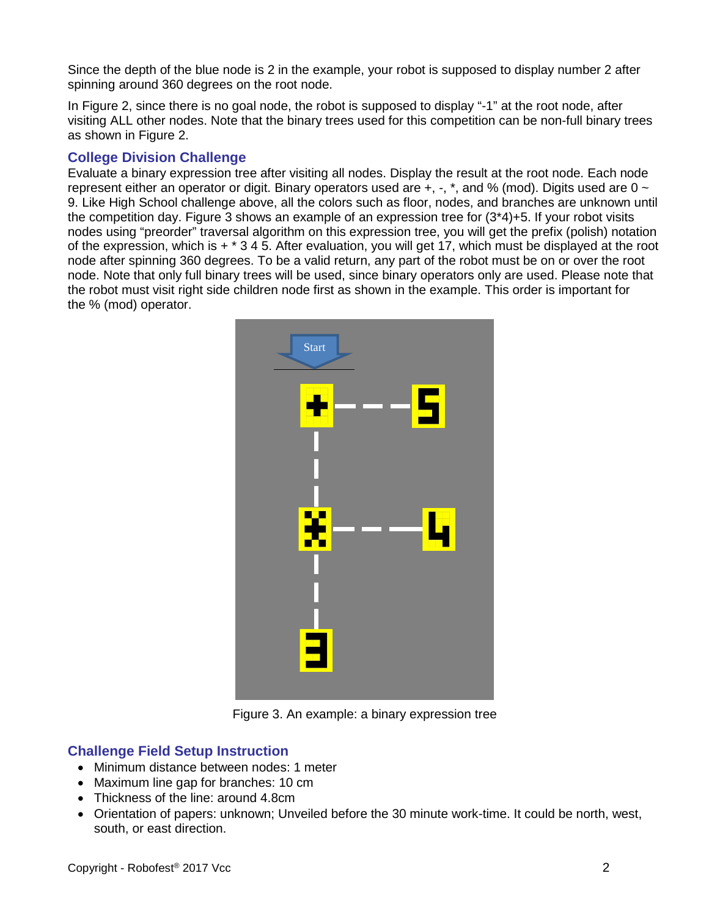Since the depth of the blue node is 2 in the example, your robot is supposed to display number 2 after spinning around 360 degrees on the root node.

In Figure 2, since there is no goal node, the robot is supposed to display “-1” at the root node, after visiting ALL other nodes. Note that the binary trees used for this competition can be non-full binary trees as shown in Figure 2.

## College Division Challenge

Evaluate a binary expression tree after visiting all nodes. Display the result at the root node. Each node represent either an operator or digit. Binary operators used are +, -, *, and % (mod). Digits used are 0 ~ 9. Like High School challenge above, all the colors such as floor, nodes, and branches are unknown until the competition day. Figure 3 shows an example of an expression tree for (3*4)+5. If your robot visits nodes using “preorder” traversal algorithm on this expression tree, you will get the prefix (polish) notation of the expression, which is + * 3 4 5. After evaluation, you will get 17, which must be displayed at the root node after spinning 360 degrees. To be a valid return, any part of the robot must be on or over the root node. Note that only full binary trees will be used, since binary operators only are used. Please note that the robot must visit right side children node first as shown in the example. This order is important for the % (mod) operator.

Figure 3. An example: a binary expression tree

## Challenge Field Setup Instruction

- Minimum distance between nodes: 1 meter
- Maximum line gap for branches: 10 cm
- Thickness of the line: around 4.8cm
- Orientation of papers: unknown; Unveiled before the 30 minute work-time. It could be north, west, south, or east direction.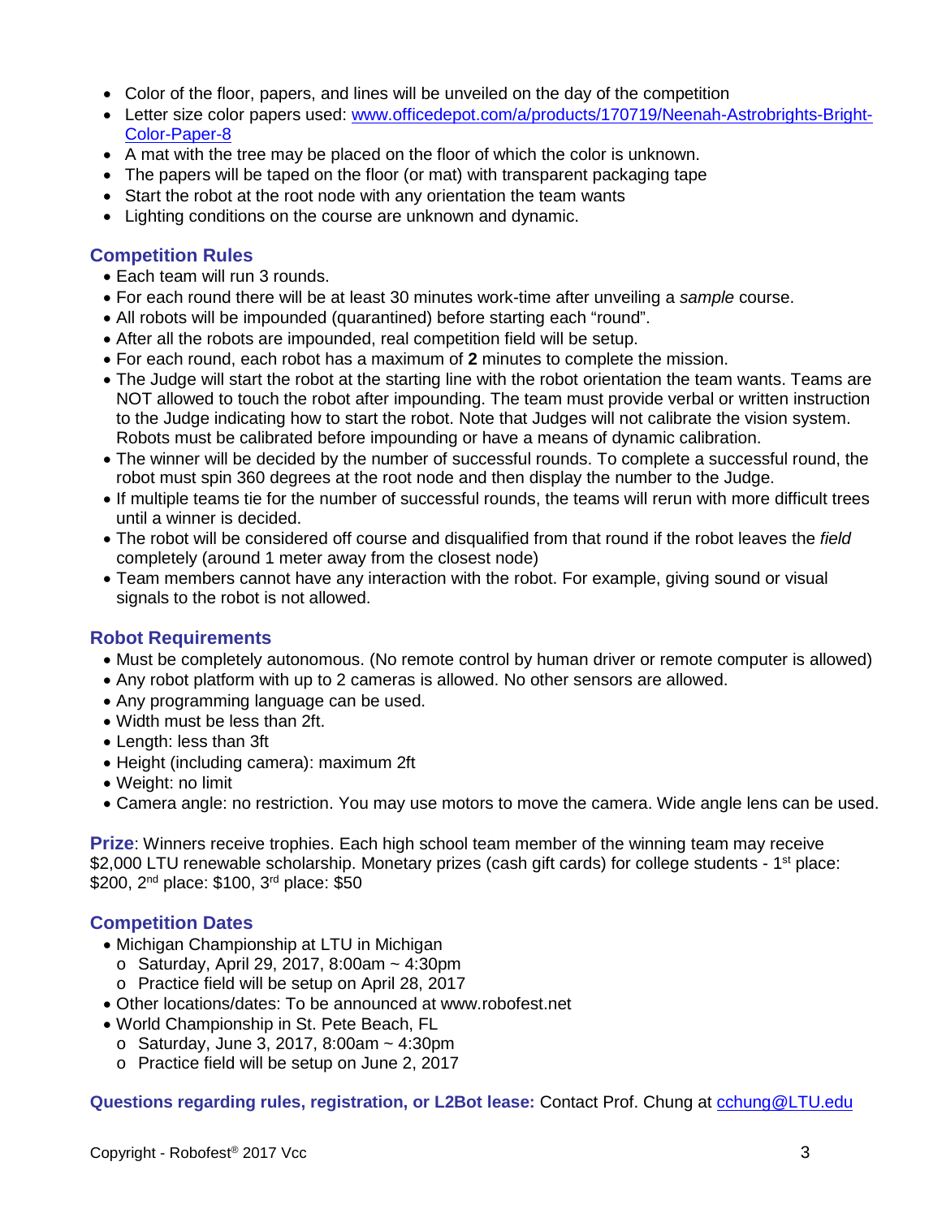- Color of the floor, papers, and lines will be unveiled on the day of the competition
- Letter size color papers used: [www.officedepot.com/a/products/170719/Neenah-Astrobrights-Bright-Color-Paper-8](www.officedepot.com/a/products/170719/Neenah-Astrobrights-Bright-Color-Paper-8)
- A mat with the tree may be placed on the floor of which the color is unknown.
- The papers will be taped on the floor (or mat) with transparent packaging tape
- Start the robot at the root node with any orientation the team wants
- Lighting conditions on the course are unknown and dynamic.

## Competition Rules

- Each team will run 3 rounds.
- For each round there will be at least 30 minutes work-time after unveiling a *sample* course.
- All robots will be impounded (quarantined) before starting each "round".
- After all the robots are impounded, real competition field will be setup.
- For each round, each robot has a maximum of **2** minutes to complete the mission.
- The Judge will start the robot at the starting line with the robot orientation the team wants. Teams are NOT allowed to touch the robot after impounding. The team must provide verbal or written instruction to the Judge indicating how to start the robot. Note that Judges will not calibrate the vision system. Robots must be calibrated before impounding or have a means of dynamic calibration.
- The winner will be decided by the number of successful rounds. To complete a successful round, the robot must spin 360 degrees at the root node and then display the number to the Judge.
- If multiple teams tie for the number of successful rounds, the teams will rerun with more difficult trees until a winner is decided.
- The robot will be considered off course and disqualified from that round if the robot leaves the *field* completely (around 1 meter away from the closest node)
- Team members cannot have any interaction with the robot. For example, giving sound or visual signals to the robot is not allowed.

## Robot Requirements

- Must be completely autonomous. (No remote control by human driver or remote computer is allowed)
- Any robot platform with up to 2 cameras is allowed. No other sensors are allowed.
- Any programming language can be used.
- Width must be less than 2ft.
- Length: less than 3ft
- Height (including camera): maximum 2ft
- Weight: no limit
- Camera angle: no restriction. You may use motors to move the camera. Wide angle lens can be used.

**Prize**: Winners receive trophies. Each high school team member of the winning team may receive $2,000 LTU renewable scholarship. Monetary prizes (cash gift cards) for college students - 1st place: $200, 2nd place: $100, 3rd place: $50

## Competition Dates

- Michigan Championship at LTU in Michigan
  - Saturday, April 29, 2017, 8:00am ~ 4:30pm
  - Practice field will be setup on April 28, 2017
- Other locations/dates: To be announced at www.robofest.net
- World Championship in St. Pete Beach, FL
  - Saturday, June 3, 2017, 8:00am ~ 4:30pm
  - Practice field will be setup on June 2, 2017

**Questions regarding rules, registration, or L2Bot lease:** Contact Prof. Chung at [cchung@LTU.edu](mailto:cchung@LTU.edu)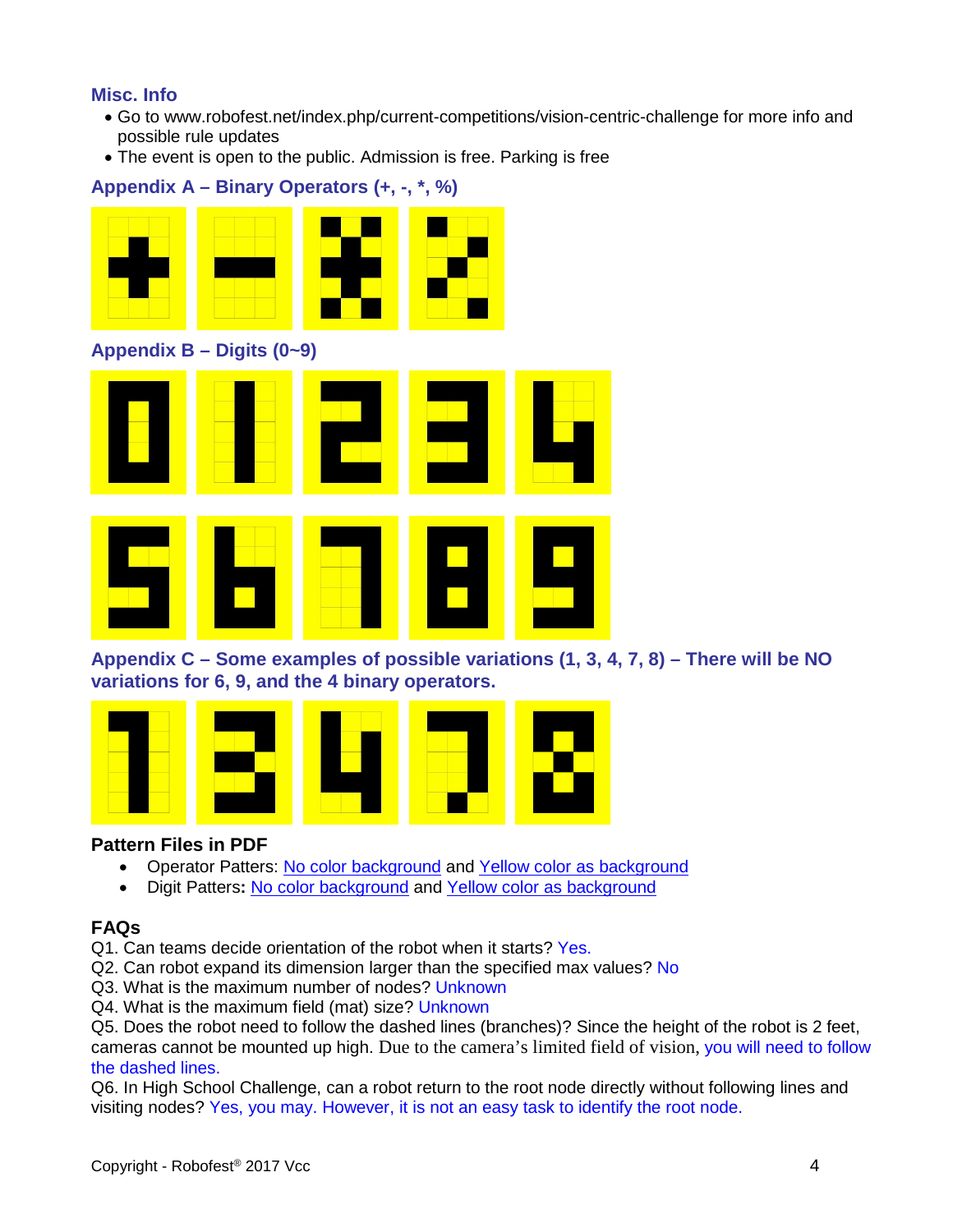## Misc. Info

- Go to www.robofest.net/index.php/current-competitions/vision-centric-challenge for more info and possible rule updates
- The event is open to the public. Admission is free. Parking is free

## Appendix A – Binary Operators (+, -, *, %)

## Appendix B – Digits (0~9)

## Appendix C – Some examples of possible variations (1, 3, 4, 7, 8) – There will be NO variations for 6, 9, and the 4 binary operators.

### Pattern Files in PDF

- Operator Patters: No color background and Yellow color as background
- Digit Patters**:** No color background and Yellow color as background

### FAQs

Q1. Can teams decide orientation of the robot when it starts? Yes.

Q2. Can robot expand its dimension larger than the specified max values? No

Q3. What is the maximum number of nodes? Unknown

Q4. What is the maximum field (mat) size? Unknown

Q5. Does the robot need to follow the dashed lines (branches)? Since the height of the robot is 2 feet, cameras cannot be mounted up high. Due to the camera's limited field of vision, you will need to follow the dashed lines.

Q6. In High School Challenge, can a robot return to the root node directly without following lines and visiting nodes? Yes, you may. However, it is not an easy task to identify the root node.

Copyright - Robofest® 2017 Vcc